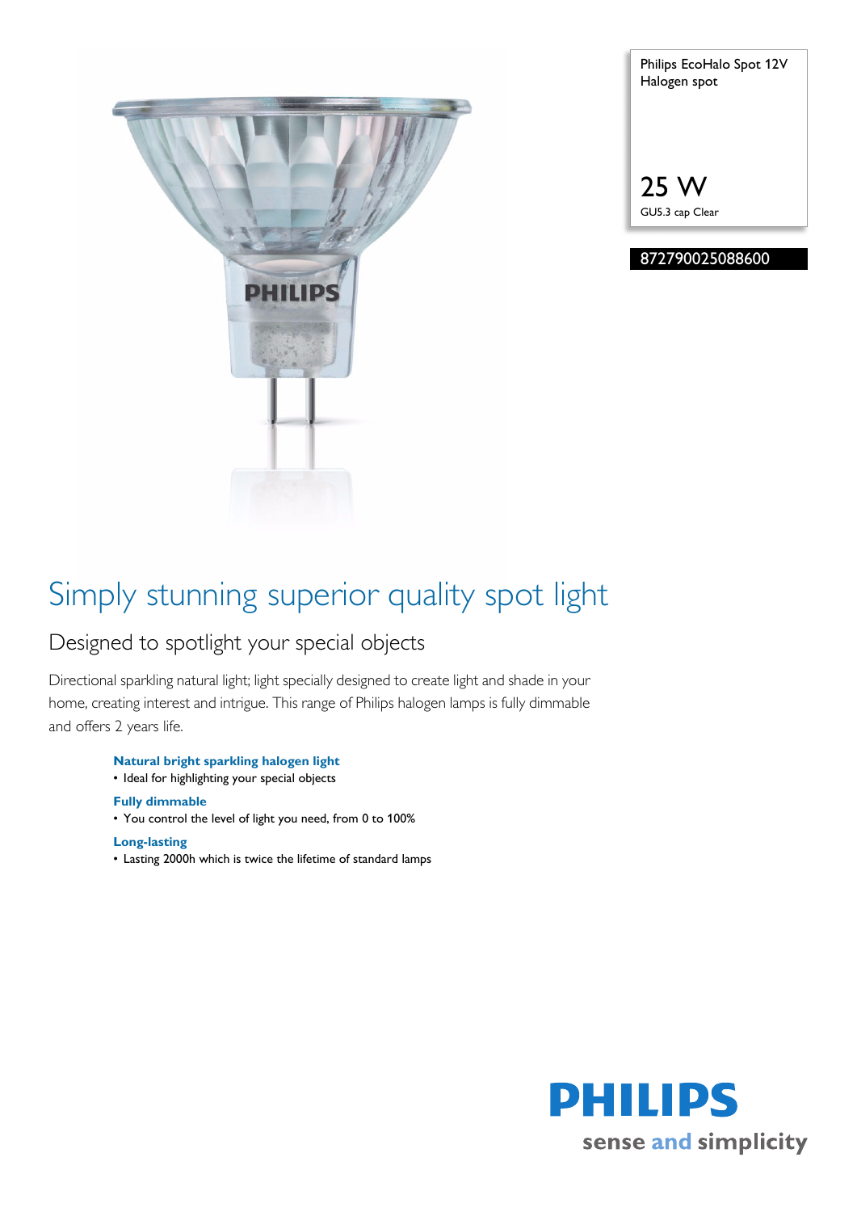Philips EcoHalo Spot 12V
Halogen spot

25 W

GU5.3 cap Clear

872790025088600

# Simply stunning superior quality spot light

## Designed to spotlight your special objects

Directional sparkling natural light; light specially designed to create light and shade in your home, creating interest and intrigue. This range of Philips halogen lamps is fully dimmable and offers 2 years life.

**Natural bright sparkling halogen light**

- Ideal for highlighting your special objects

**Fully dimmable**

- You control the level of light you need, from 0 to 100%

**Long-lasting**

- Lasting 2000h which is twice the lifetime of standard lamps

PHILIPS

sense and simplicity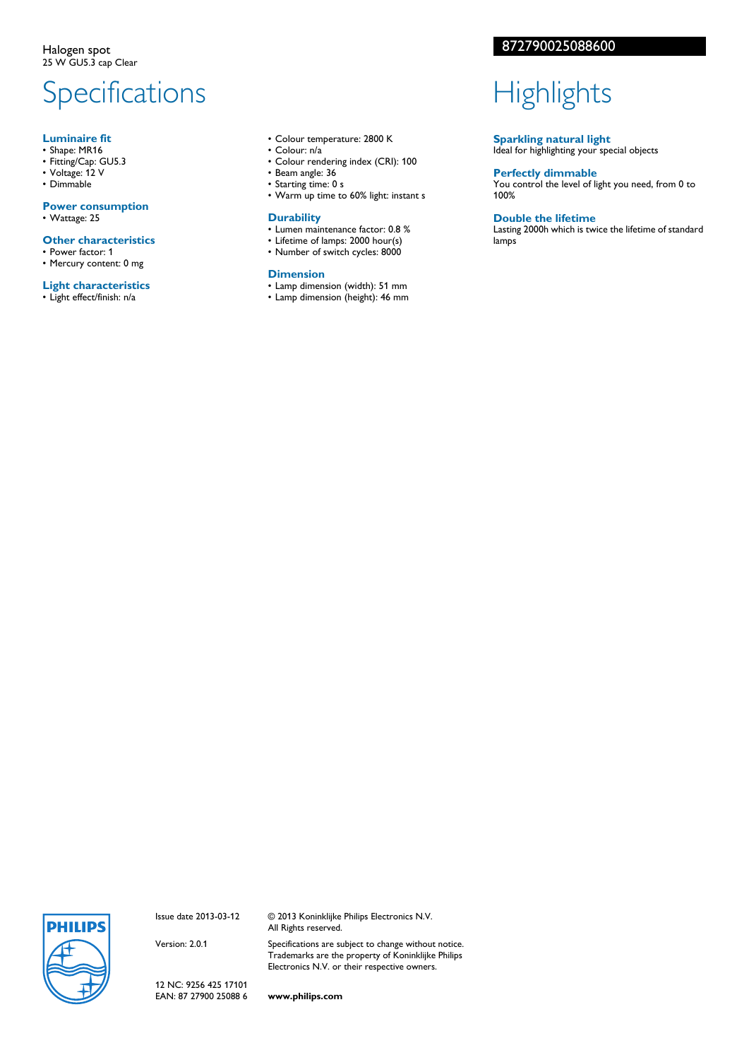Halogen spot
25 W GU5.3 cap Clear

872790025088600

# Specifications

### Luminaire fit
- Shape: MR16
- Fitting/Cap: GU5.3
- Voltage: 12 V
- Dimmable

### Power consumption
- Wattage: 25

### Other characteristics
- Power factor: 1
- Mercury content: 0 mg

### Light characteristics
- Light effect/finish: n/a
- Colour temperature: 2800 K
- Colour: n/a
- Colour rendering index (CRI): 100
- Beam angle: 36
- Starting time: 0 s
- Warm up time to 60% light: instant s

### Durability
- Lumen maintenance factor: 0.8 %
- Lifetime of lamps: 2000 hour(s)
- Number of switch cycles: 8000

### Dimension
- Lamp dimension (width): 51 mm
- Lamp dimension (height): 46 mm

# Highlights

### Sparkling natural light
Ideal for highlighting your special objects

### Perfectly dimmable
You control the level of light you need, from 0 to 100%

### Double the lifetime
Lasting 2000h which is twice the lifetime of standard lamps

Issue date 2013-03-12

Version: 2.0.1

12 NC: 9256 425 17101
EAN: 87 27900 25088 6

© 2013 Koninklijke Philips Electronics N.V.
All Rights reserved.

Specifications are subject to change without notice. Trademarks are the property of Koninklijke Philips Electronics N.V. or their respective owners.

**www.philips.com**